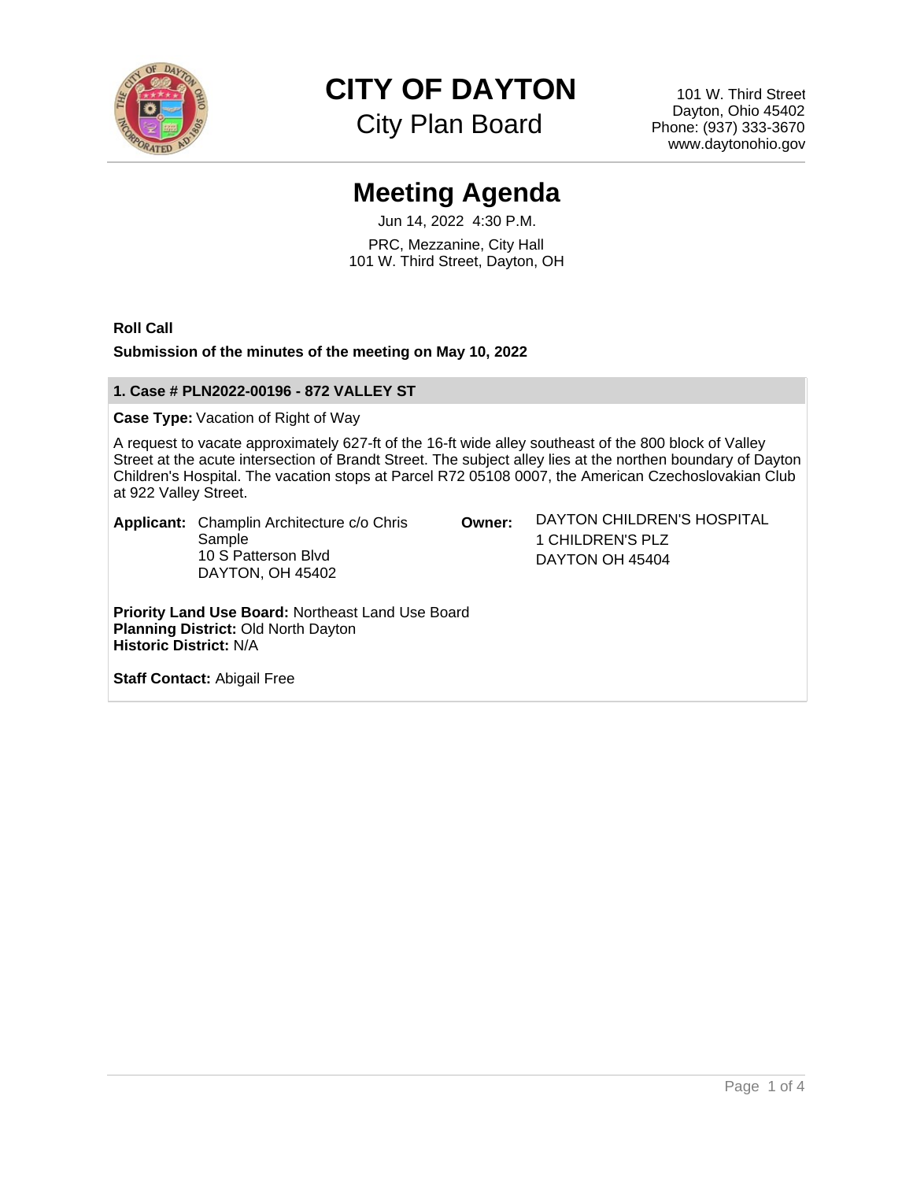# CITY OF DAYTON

City Plan Board

101 W. Third Street
Dayton, Ohio 45402
Phone: (937) 333-3670
www.daytonohio.gov

## Meeting Agenda

Jun 14, 2022 4:30 P.M.

PRC, Mezzanine, City Hall
101 W. Third Street, Dayton, OH

**Roll Call**

**Submission of the minutes of the meeting on May 10, 2022**

### 1. Case # PLN2022-00196 - 872 VALLEY ST

**Case Type:** Vacation of Right of Way

A request to vacate approximately 627-ft of the 16-ft wide alley southeast of the 800 block of Valley Street at the acute intersection of Brandt Street. The subject alley lies at the northen boundary of Dayton Children's Hospital. The vacation stops at Parcel R72 05108 0007, the American Czechoslovakian Club at 922 Valley Street.

**Applicant:** Champlin Architecture c/o Chris Sample
10 S Patterson Blvd
DAYTON, OH 45402

**Owner:** DAYTON CHILDREN'S HOSPITAL
1 CHILDREN'S PLZ
DAYTON OH 45404

**Priority Land Use Board:** Northeast Land Use Board
**Planning District:** Old North Dayton
**Historic District:** N/A

**Staff Contact:** Abigail Free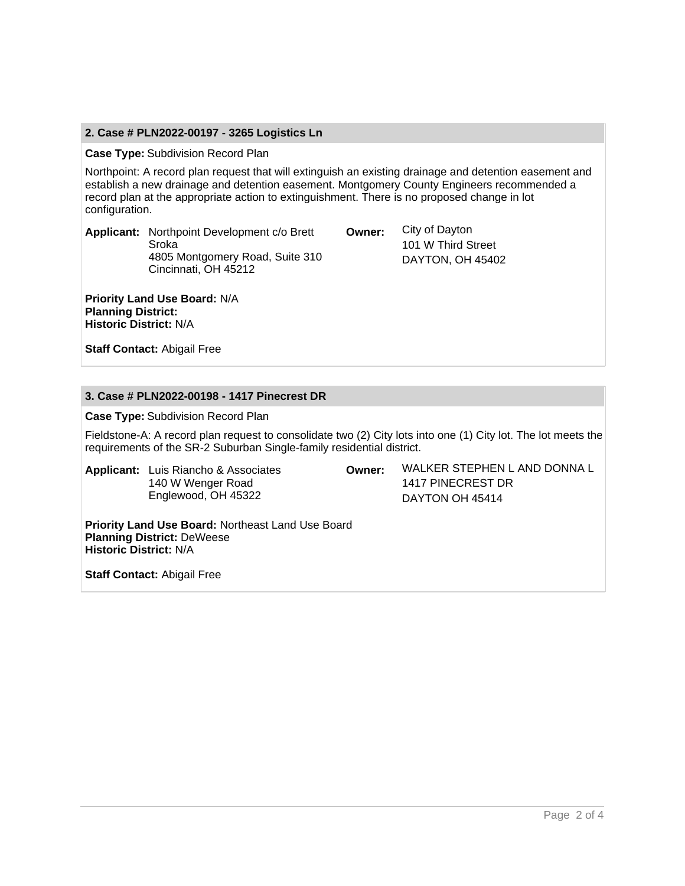## 2. Case # PLN2022-00197 - 3265 Logistics Ln

**Case Type:** Subdivision Record Plan

Northpoint: A record plan request that will extinguish an existing drainage and detention easement and establish a new drainage and detention easement. Montgomery County Engineers recommended a record plan at the appropriate action to extinguishment. There is no proposed change in lot configuration.

**Applicant:** Northpoint Development c/o Brett Sroka
4805 Montgomery Road, Suite 310
Cincinnati, OH 45212

**Owner:** City of Dayton
101 W Third Street
DAYTON, OH 45402

**Priority Land Use Board:** N/A
**Planning District:**
**Historic District:** N/A

**Staff Contact:** Abigail Free

## 3. Case # PLN2022-00198 - 1417 Pinecrest DR

**Case Type:** Subdivision Record Plan

Fieldstone-A: A record plan request to consolidate two (2) City lots into one (1) City lot. The lot meets the requirements of the SR-2 Suburban Single-family residential district.

**Applicant:** Luis Riancho & Associates
140 W Wenger Road
Englewood, OH 45322

**Owner:** WALKER STEPHEN L AND DONNA L
1417 PINECREST DR
DAYTON OH 45414

**Priority Land Use Board:** Northeast Land Use Board
**Planning District:** DeWeese
**Historic District:** N/A

**Staff Contact:** Abigail Free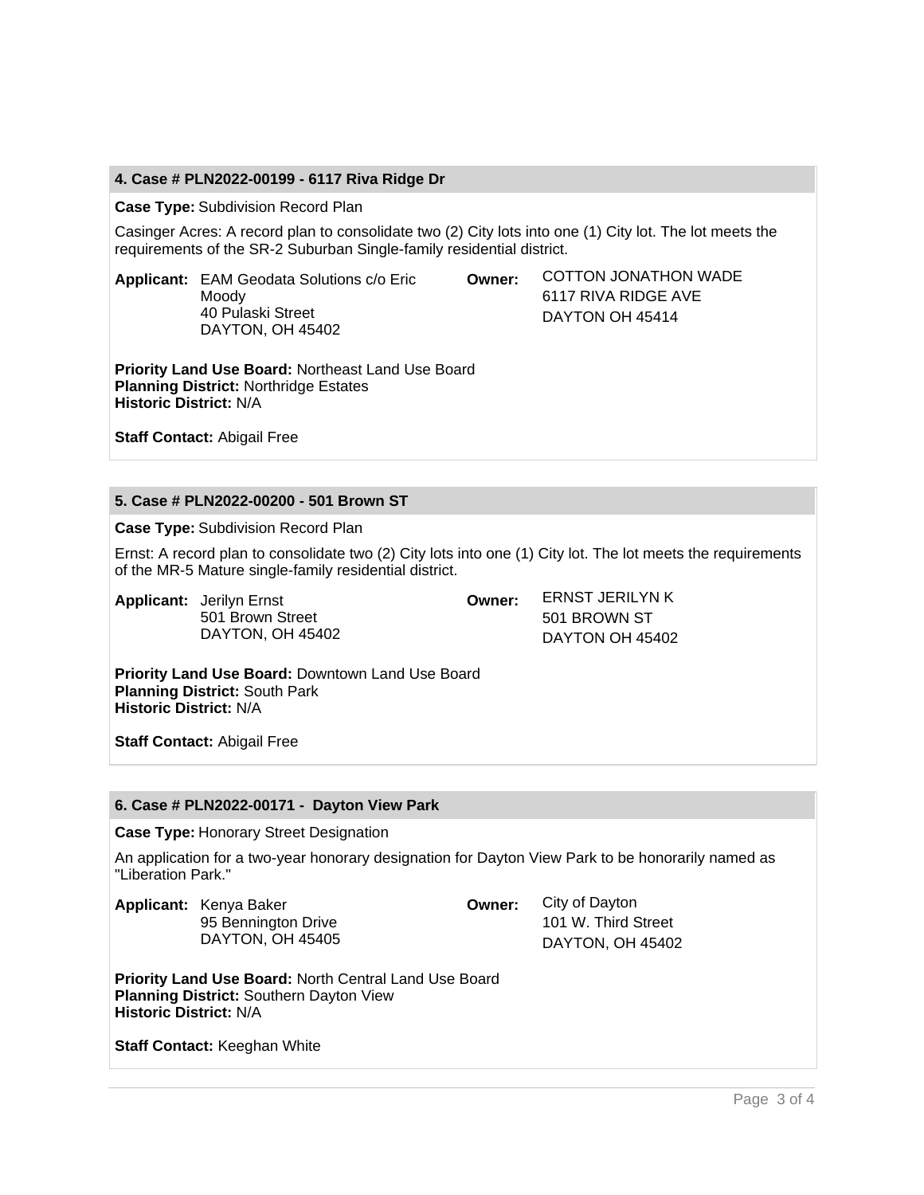### 4. Case # PLN2022-00199 - 6117 Riva Ridge Dr

**Case Type:** Subdivision Record Plan

Casinger Acres: A record plan to consolidate two (2) City lots into one (1) City lot. The lot meets the requirements of the SR-2 Suburban Single-family residential district.

**Applicant:** EAM Geodata Solutions c/o Eric Moody
40 Pulaski Street
DAYTON, OH 45402

**Owner:** COTTON JONATHON WADE
6117 RIVA RIDGE AVE
DAYTON OH 45414

**Priority Land Use Board:** Northeast Land Use Board
**Planning District:** Northridge Estates
**Historic District:** N/A

**Staff Contact:** Abigail Free

### 5. Case # PLN2022-00200 - 501 Brown ST

**Case Type:** Subdivision Record Plan

Ernst: A record plan to consolidate two (2) City lots into one (1) City lot. The lot meets the requirements of the MR-5 Mature single-family residential district.

**Applicant:** Jerilyn Ernst
501 Brown Street
DAYTON, OH 45402

**Owner:** ERNST JERILYN K
501 BROWN ST
DAYTON OH 45402

**Priority Land Use Board:** Downtown Land Use Board
**Planning District:** South Park
**Historic District:** N/A

**Staff Contact:** Abigail Free

### 6. Case # PLN2022-00171 - Dayton View Park

**Case Type:** Honorary Street Designation

An application for a two-year honorary designation for Dayton View Park to be honorarily named as "Liberation Park."

**Applicant:** Kenya Baker
95 Bennington Drive
DAYTON, OH 45405

**Owner:** City of Dayton
101 W. Third Street
DAYTON, OH 45402

**Priority Land Use Board:** North Central Land Use Board
**Planning District:** Southern Dayton View
**Historic District:** N/A

**Staff Contact:** Keeghan White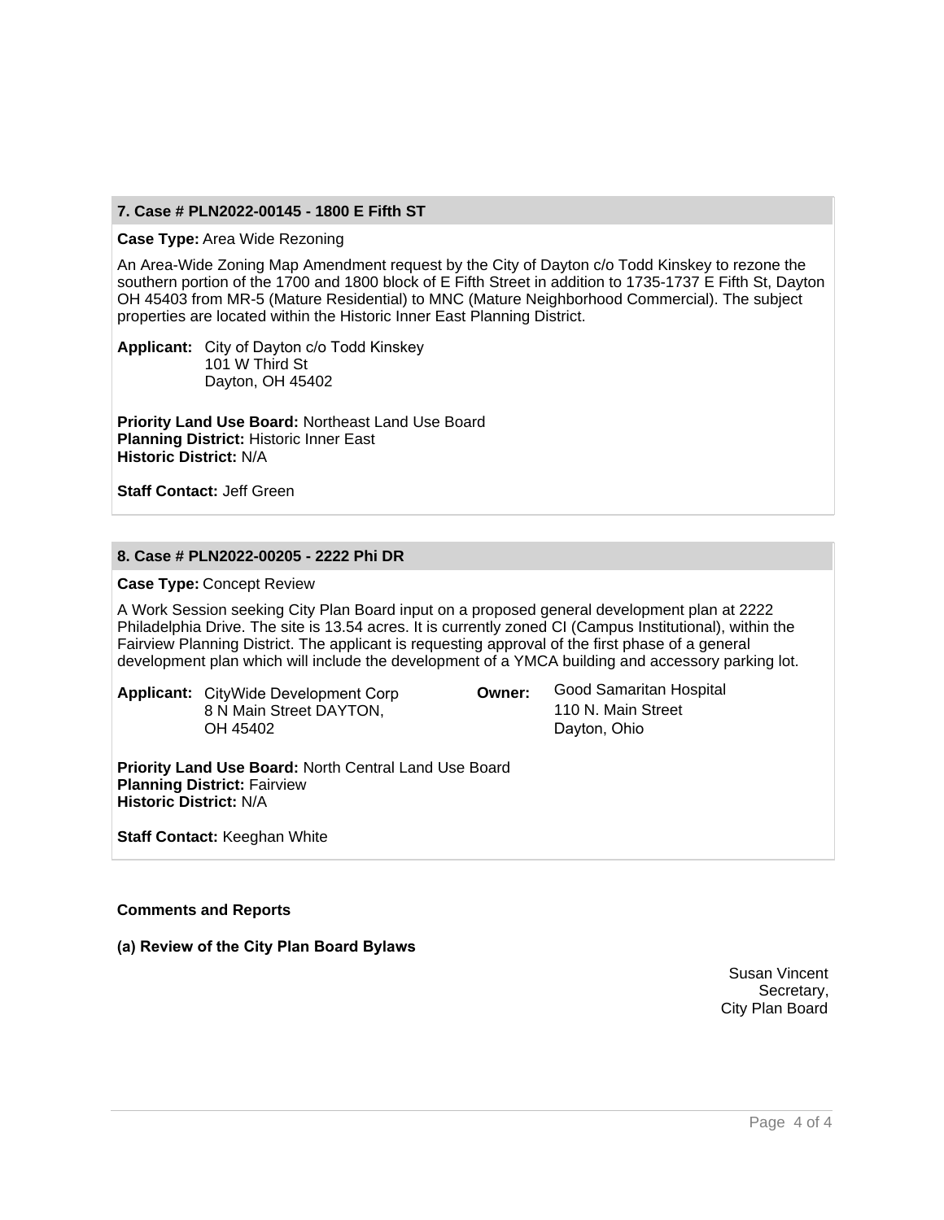### 7. Case # PLN2022-00145 - 1800 E Fifth ST

**Case Type:** Area Wide Rezoning

An Area-Wide Zoning Map Amendment request by the City of Dayton c/o Todd Kinskey to rezone the southern portion of the 1700 and 1800 block of E Fifth Street in addition to 1735-1737 E Fifth St, Dayton OH 45403 from MR-5 (Mature Residential) to MNC (Mature Neighborhood Commercial). The subject properties are located within the Historic Inner East Planning District.

**Applicant:** City of Dayton c/o Todd Kinskey
101 W Third St
Dayton, OH 45402

**Priority Land Use Board:** Northeast Land Use Board
**Planning District:** Historic Inner East
**Historic District:** N/A

**Staff Contact:** Jeff Green

### 8. Case # PLN2022-00205 - 2222 Phi DR

**Case Type:** Concept Review

A Work Session seeking City Plan Board input on a proposed general development plan at 2222 Philadelphia Drive. The site is 13.54 acres. It is currently zoned CI (Campus Institutional), within the Fairview Planning District. The applicant is requesting approval of the first phase of a general development plan which will include the development of a YMCA building and accessory parking lot.

**Applicant:** CityWide Development Corp
8 N Main Street DAYTON,
OH 45402

**Owner:** Good Samaritan Hospital
110 N. Main Street
Dayton, Ohio

**Priority Land Use Board:** North Central Land Use Board
**Planning District:** Fairview
**Historic District:** N/A

**Staff Contact:** Keeghan White

**Comments and Reports**

**(a) Review of the City Plan Board Bylaws**

Susan Vincent
Secretary,
City Plan Board